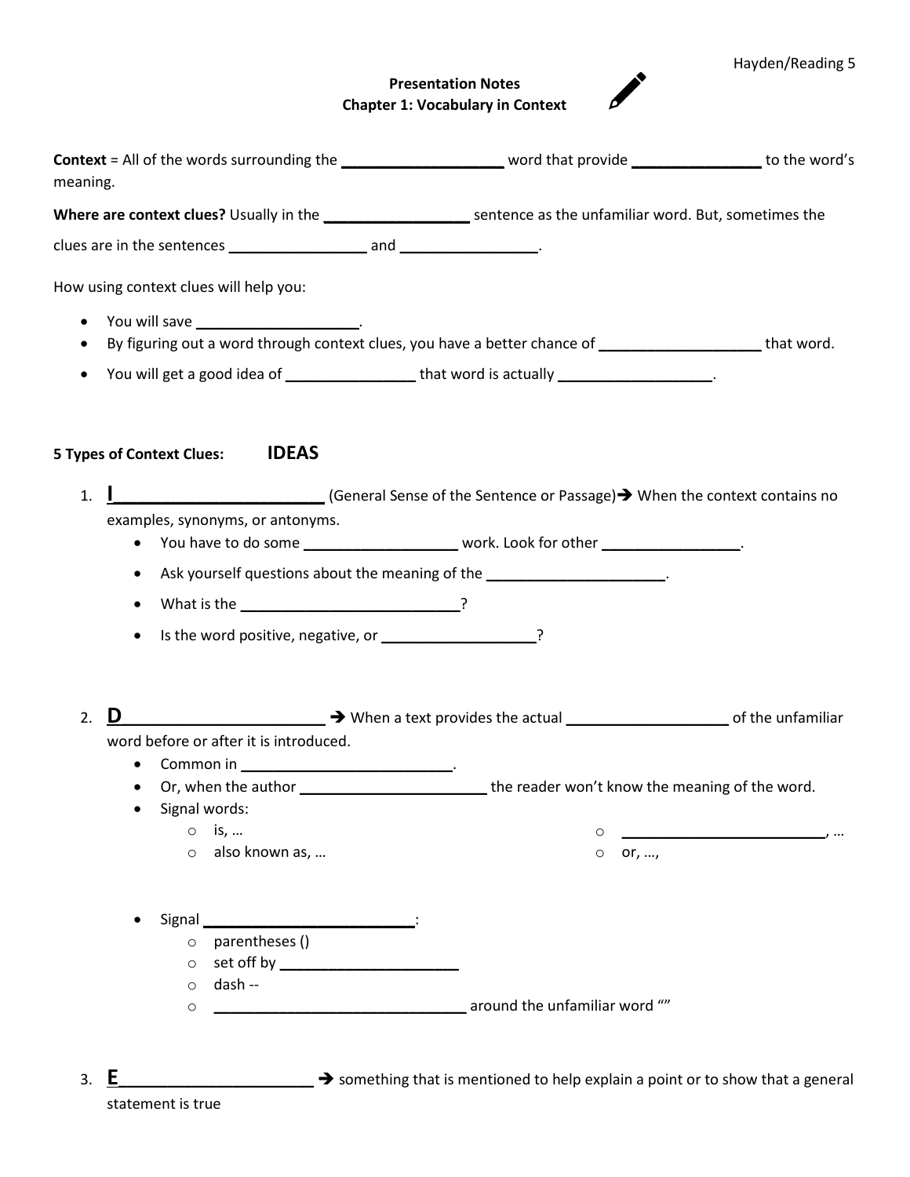**Presentation Notes**
**Chapter 1: Vocabulary in Context**

**Context** = All of the words surrounding the ____________________ word that provide ________________ to the word's meaning.

**Where are context clues?** Usually in the __________________ sentence as the unfamiliar word. But, sometimes the clues are in the sentences _________________ and _________________.

How using context clues will help you:

- You will save ____________________.
- By figuring out a word through context clues, you have a better chance of ____________________ that word.
- You will get a good idea of ________________ that word is actually ___________________.

**5 Types of Context Clues: IDEAS**

1. **I**________________________ (General Sense of the Sentence or Passage)➔ When the context contains no examples, synonyms, or antonyms.
   - You have to do some ___________________ work. Look for other _________________.
   - Ask yourself questions about the meaning of the ______________________.
   - What is the ___________________________?
   - Is the word positive, negative, or ___________________?

2. **D**________________________ ➔ When a text provides the actual ____________________ of the unfamiliar word before or after it is introduced.
   - Common in __________________________.
   - Or, when the author _______________________ the reader won't know the meaning of the word.
   - Signal words:
     - is, …
     - also known as, …
     - __________________________, …
     - or, …,
   - Signal __________________________:
     - parentheses ()
     - set off by _______________________
     - dash --
     - _________________________________ around the unfamiliar word ""

3. **E**________________________ ➔ something that is mentioned to help explain a point or to show that a general statement is true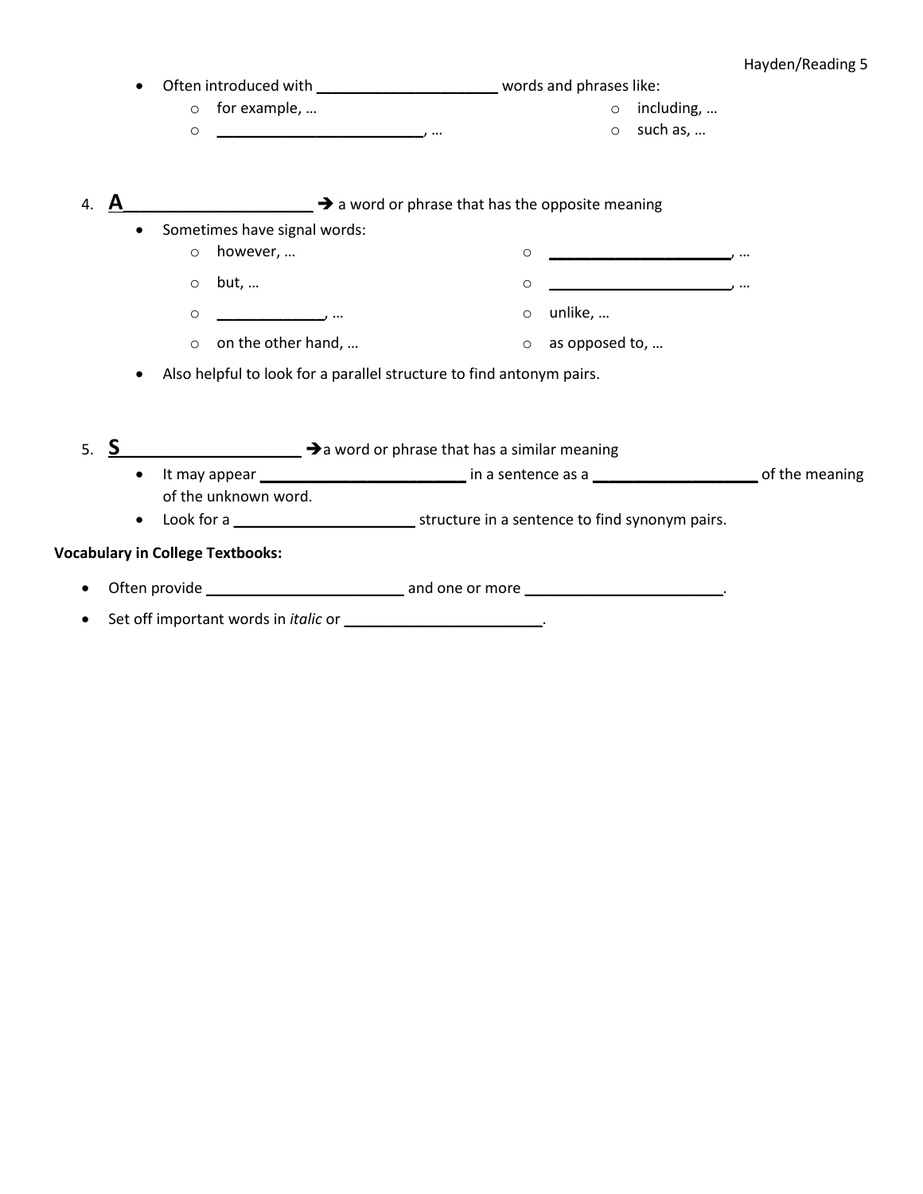- Often introduced with ______________________ words and phrases like:
  - for example, …
  - ______________________, …
  - including, …
  - such as, …

4. **A**______________________ ➔ a word or phrase that has the opposite meaning
   - Sometimes have signal words:
     - however, …
     - but, …
     - ____________, …
     - on the other hand, …
     - ______________________, …
     - ______________________, …
     - unlike, …
     - as opposed to, …
   - Also helpful to look for a parallel structure to find antonym pairs.

5. **S**______________________ ➔a word or phrase that has a similar meaning
   - It may appear ______________________ in a sentence as a ____________________ of the meaning of the unknown word.
   - Look for a ______________________ structure in a sentence to find synonym pairs.

**Vocabulary in College Textbooks:**

- Often provide ______________________ and one or more ______________________.
- Set off important words in *italic* or ______________________.